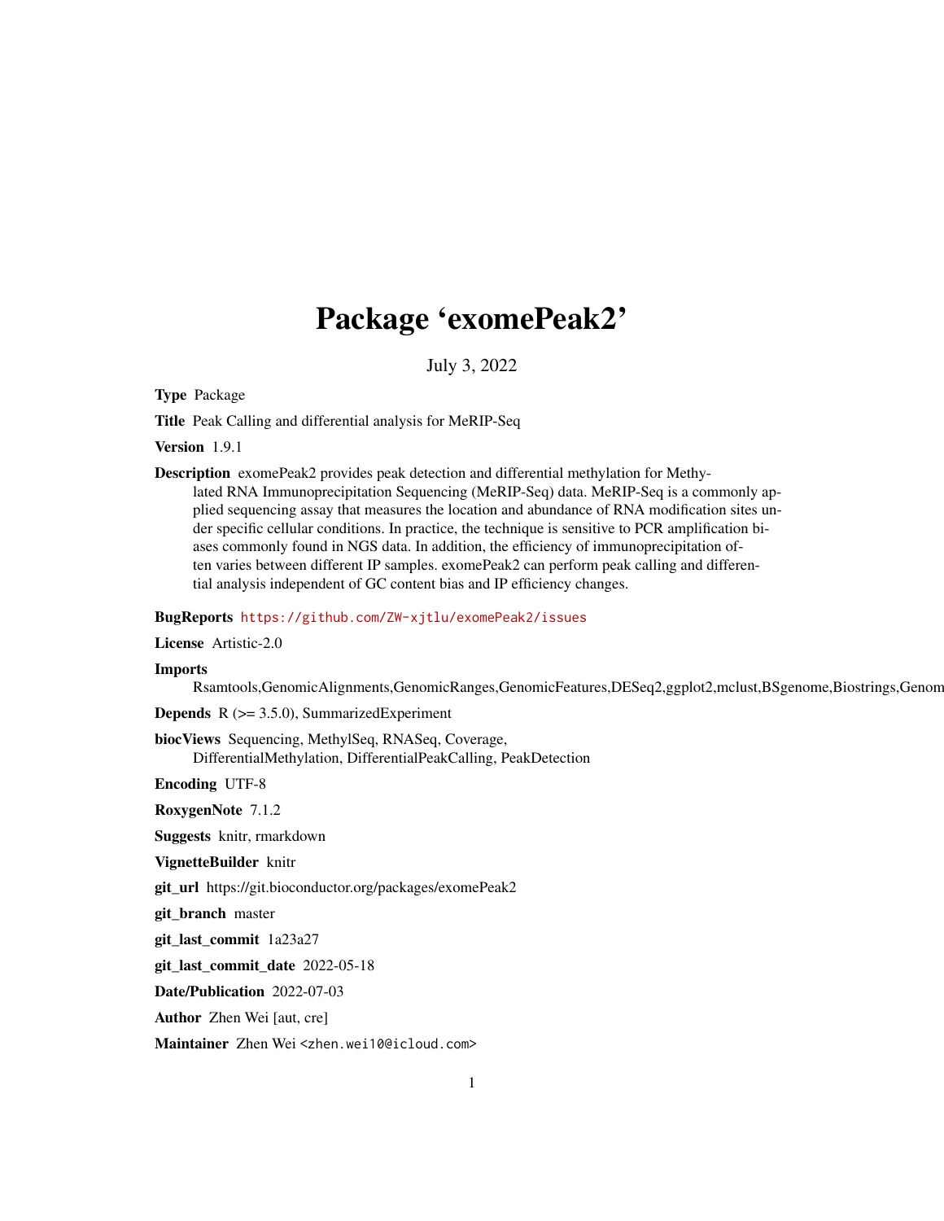# Package 'exomePeak2'

July 3, 2022

**Type** Package

**Title** Peak Calling and differential analysis for MeRIP-Seq

**Version** 1.9.1

**Description** exomePeak2 provides peak detection and differential methylation for Methylated RNA Immunoprecipitation Sequencing (MeRIP-Seq) data. MeRIP-Seq is a commonly applied sequencing assay that measures the location and abundance of RNA modification sites under specific cellular conditions. In practice, the technique is sensitive to PCR amplification biases commonly found in NGS data. In addition, the efficiency of immunoprecipitation often varies between different IP samples. exomePeak2 can perform peak calling and differential analysis independent of GC content bias and IP efficiency changes.

**BugReports** https://github.com/ZW-xjtlu/exomePeak2/issues

**License** Artistic-2.0

**Imports**
Rsamtools,GenomicAlignments,GenomicRanges,GenomicFeatures,DESeq2,ggplot2,mclust,BSgenome,Biostrings,Genom

**Depends** R (>= 3.5.0), SummarizedExperiment

**biocViews** Sequencing, MethylSeq, RNASeq, Coverage, DifferentialMethylation, DifferentialPeakCalling, PeakDetection

**Encoding** UTF-8

**RoxygenNote** 7.1.2

**Suggests** knitr, rmarkdown

**VignetteBuilder** knitr

**git_url** https://git.bioconductor.org/packages/exomePeak2

**git_branch** master

**git_last_commit** 1a23a27

**git_last_commit_date** 2022-05-18

**Date/Publication** 2022-07-03

**Author** Zhen Wei [aut, cre]

**Maintainer** Zhen Wei <zhen.wei10@icloud.com>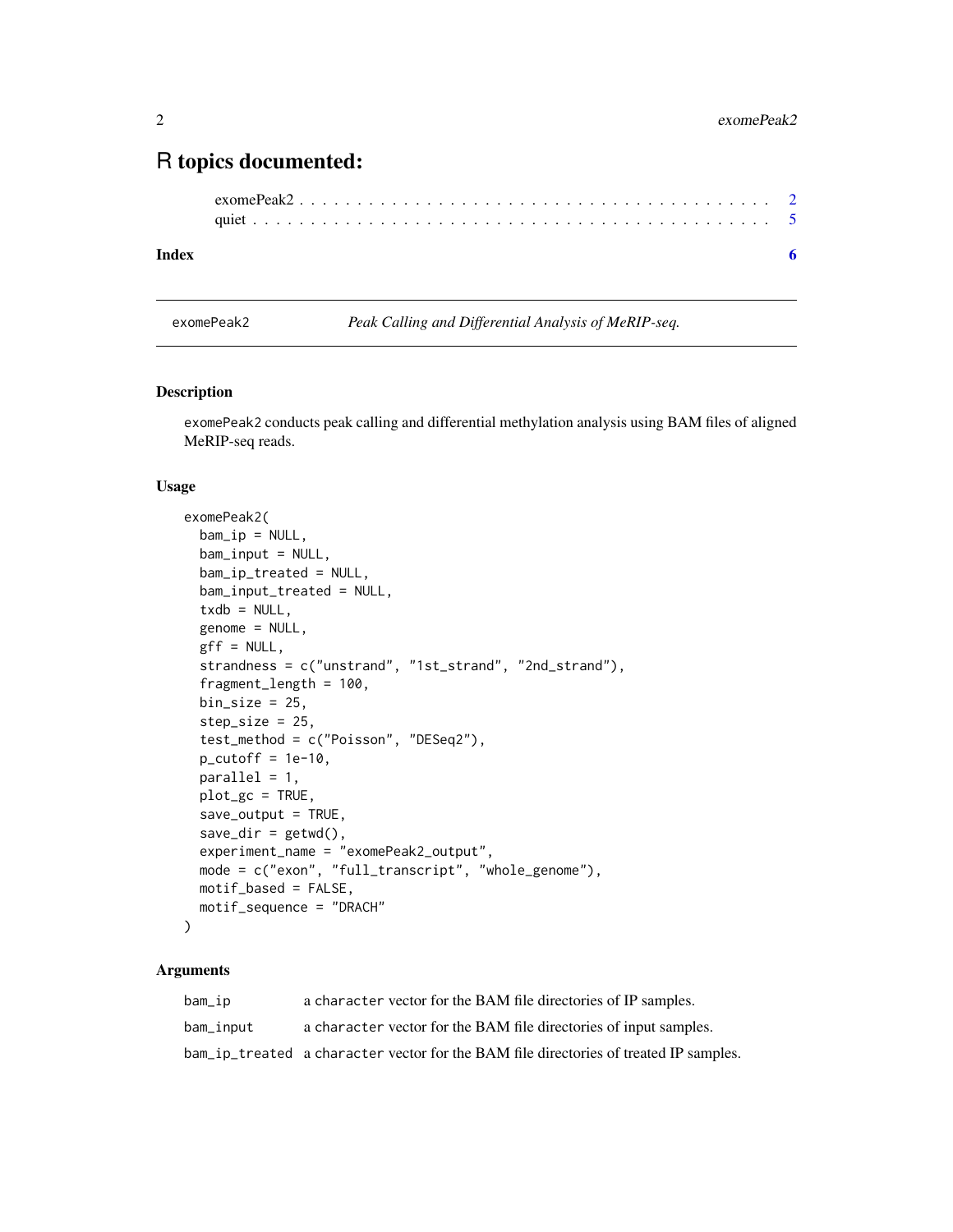# R topics documented:

exomePeak2 . . . . . . . . . . . . . . . . . . . . . . . . . . . . . . . . . . . . . . . 2
quiet . . . . . . . . . . . . . . . . . . . . . . . . . . . . . . . . . . . . . . . . . . . 5

**Index** **6**

---

exomePeak2 &nbsp;&nbsp;&nbsp;&nbsp; *Peak Calling and Differential Analysis of MeRIP-seq.*

---

## Description

exomePeak2 conducts peak calling and differential methylation analysis using BAM files of aligned MeRIP-seq reads.

## Usage

```
exomePeak2(
  bam_ip = NULL,
  bam_input = NULL,
  bam_ip_treated = NULL,
  bam_input_treated = NULL,
  txdb = NULL,
  genome = NULL,
  gff = NULL,
  strandness = c("unstrand", "1st_strand", "2nd_strand"),
  fragment_length = 100,
  bin_size = 25,
  step_size = 25,
  test_method = c("Poisson", "DESeq2"),
  p_cutoff = 1e-10,
  parallel = 1,
  plot_gc = TRUE,
  save_output = TRUE,
  save_dir = getwd(),
  experiment_name = "exomePeak2_output",
  mode = c("exon", "full_transcript", "whole_genome"),
  motif_based = FALSE,
  motif_sequence = "DRACH"
)
```

## Arguments

| | |
|---|---|
| bam_ip | a character vector for the BAM file directories of IP samples. |
| bam_input | a character vector for the BAM file directories of input samples. |
| bam_ip_treated | a character vector for the BAM file directories of treated IP samples. |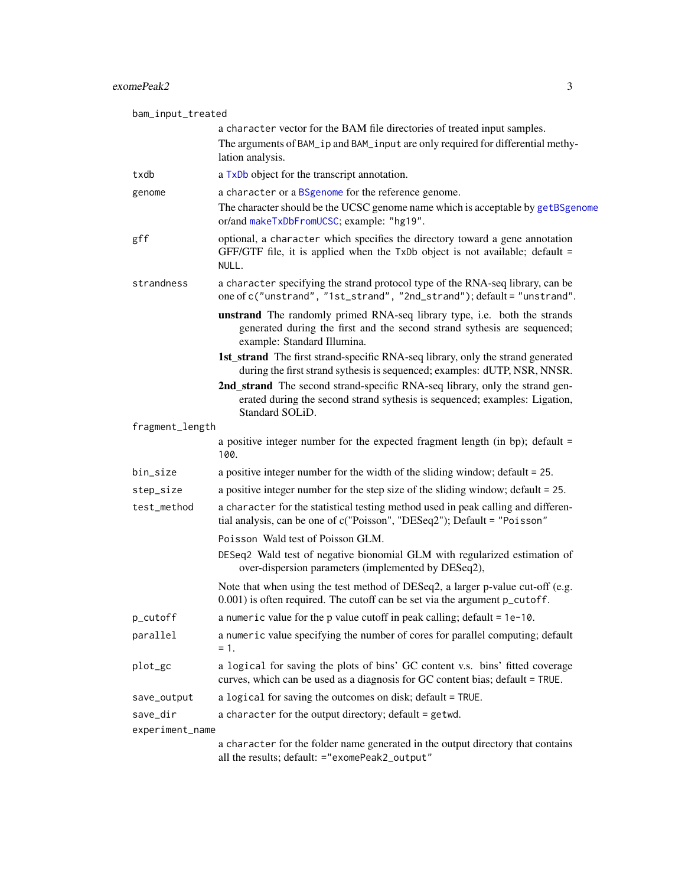`bam_input_treated`
: a `character` vector for the BAM file directories of treated input samples.

  The arguments of `BAM_ip` and `BAM_input` are only required for differential methylation analysis.

`txdb`
: a `TxDb` object for the transcript annotation.

`genome`
: a `character` or a `BSgenome` for the reference genome.

  The character should be the UCSC genome name which is acceptable by `getBSgenome` or/and `makeTxDbFromUCSC`; example: `"hg19"`.

`gff`
: optional, a `character` which specifies the directory toward a gene annotation GFF/GTF file, it is applied when the `TxDb` object is not available; default = `NULL`.

`strandness`
: a `character` specifying the strand protocol type of the RNA-seq library, can be one of `c("unstrand", "1st_strand", "2nd_strand")`; default = `"unstrand"`.

  **unstrand** The randomly primed RNA-seq library type, i.e. both the strands generated during the first and the second strand sythesis are sequenced; example: Standard Illumina.

  **1st_strand** The first strand-specific RNA-seq library, only the strand generated during the first strand sythesis is sequenced; examples: dUTP, NSR, NNSR.

  **2nd_strand** The second strand-specific RNA-seq library, only the strand generated during the second strand sythesis is sequenced; examples: Ligation, Standard SOLiD.

`fragment_length`
: a positive integer number for the expected fragment length (in bp); default = `100`.

`bin_size`
: a positive integer number for the width of the sliding window; default = `25`.

`step_size`
: a positive integer number for the step size of the sliding window; default = `25`.

`test_method`
: a `character` for the statistical testing method used in peak calling and differential analysis, can be one of c("Poisson", "DESeq2"); Default = `"Poisson"`

  `Poisson` Wald test of Poisson GLM.

  `DESeq2` Wald test of negative bionomial GLM with regularized estimation of over-dispersion parameters (implemented by DESeq2),

  Note that when using the test method of DESeq2, a larger p-value cut-off (e.g. 0.001) is often required. The cutoff can be set via the argument `p_cutoff`.

`p_cutoff`
: a `numeric` value for the p value cutoff in peak calling; default = `1e-10`.

`parallel`
: a `numeric` value specifying the number of cores for parallel computing; default = `1`.

`plot_gc`
: a `logical` for saving the plots of bins' GC content v.s. bins' fitted coverage curves, which can be used as a diagnosis for GC content bias; default = `TRUE`.

`save_output`
: a `logical` for saving the outcomes on disk; default = `TRUE`.

`save_dir`
: a `character` for the output directory; default = `getwd`.

`experiment_name`
: a `character` for the folder name generated in the output directory that contains all the results; default: `="exomePeak2_output"`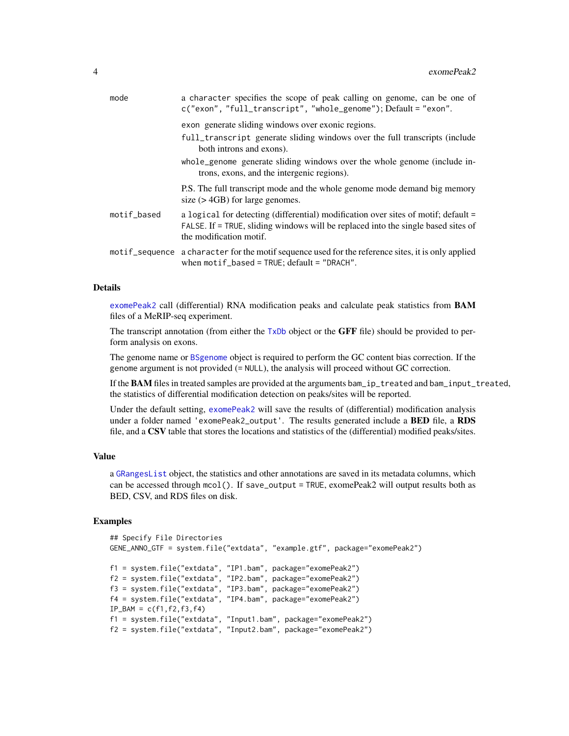| | |
|---|---|
| mode | a character specifies the scope of peak calling on genome, can be one of c("exon", "full_transcript", "whole_genome"); Default = "exon".<br><br>exon generate sliding windows over exonic regions.<br><br>full_transcript generate sliding windows over the full transcripts (include both introns and exons).<br><br>whole_genome generate sliding windows over the whole genome (include introns, exons, and the intergenic regions).<br><br>P.S. The full transcript mode and the whole genome mode demand big memory size (> 4GB) for large genomes. |
| motif_based | a logical for detecting (differential) modification over sites of motif; default = FALSE. If = TRUE, sliding windows will be replaced into the single based sites of the modification motif. |
| motif_sequence | a character for the motif sequence used for the reference sites, it is only applied when motif_based = TRUE; default = "DRACH". |

## Details

exomePeak2 call (differential) RNA modification peaks and calculate peak statistics from **BAM** files of a MeRIP-seq experiment.

The transcript annotation (from either the TxDb object or the **GFF** file) should be provided to perform analysis on exons.

The genome name or BSgenome object is required to perform the GC content bias correction. If the genome argument is not provided (= NULL), the analysis will proceed without GC correction.

If the **BAM** files in treated samples are provided at the arguments bam_ip_treated and bam_input_treated, the statistics of differential modification detection on peaks/sites will be reported.

Under the default setting, exomePeak2 will save the results of (differential) modification analysis under a folder named 'exomePeak2_output'. The results generated include a **BED** file, a **RDS** file, and a **CSV** table that stores the locations and statistics of the (differential) modified peaks/sites.

## Value

a GRangesList object, the statistics and other annotations are saved in its metadata columns, which can be accessed through mcol(). If save_output = TRUE, exomePeak2 will output results both as BED, CSV, and RDS files on disk.

## Examples

```
## Specify File Directories
GENE_ANNO_GTF = system.file("extdata", "example.gtf", package="exomePeak2")

f1 = system.file("extdata", "IP1.bam", package="exomePeak2")
f2 = system.file("extdata", "IP2.bam", package="exomePeak2")
f3 = system.file("extdata", "IP3.bam", package="exomePeak2")
f4 = system.file("extdata", "IP4.bam", package="exomePeak2")
IP_BAM = c(f1,f2,f3,f4)
f1 = system.file("extdata", "Input1.bam", package="exomePeak2")
f2 = system.file("extdata", "Input2.bam", package="exomePeak2")
```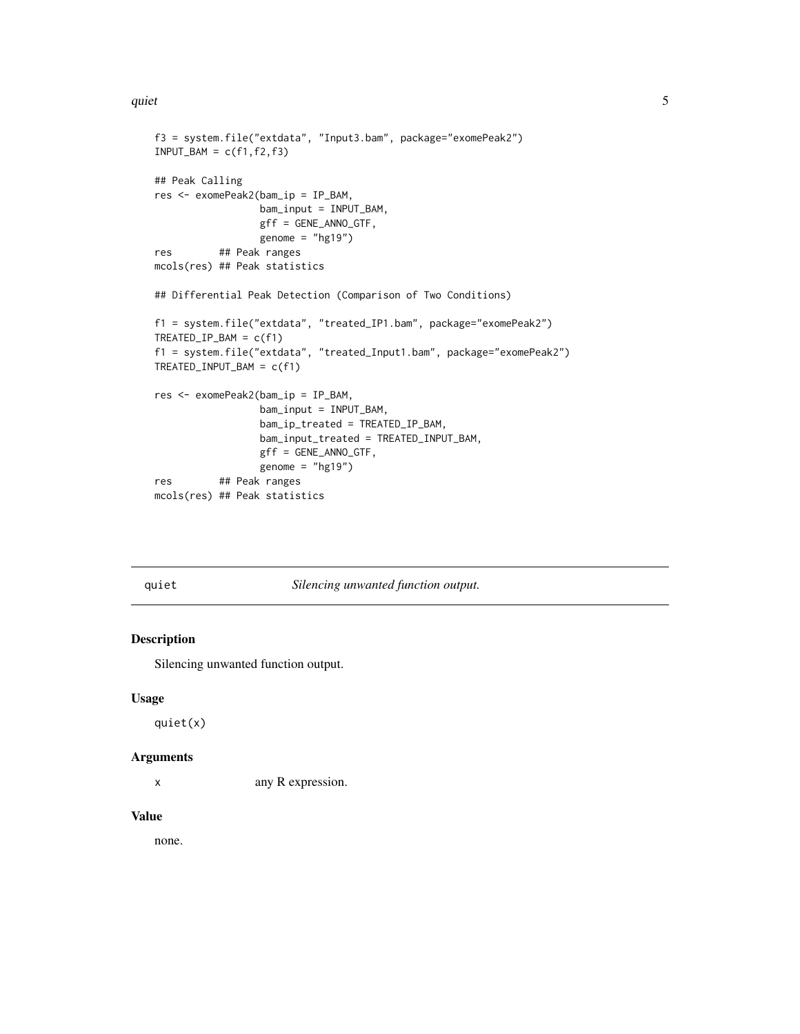```
f3 = system.file("extdata", "Input3.bam", package="exomePeak2")
INPUT_BAM = c(f1,f2,f3)

## Peak Calling
res <- exomePeak2(bam_ip = IP_BAM,
                  bam_input = INPUT_BAM,
                  gff = GENE_ANNO_GTF,
                  genome = "hg19")
res       ## Peak ranges
mcols(res) ## Peak statistics

## Differential Peak Detection (Comparison of Two Conditions)

f1 = system.file("extdata", "treated_IP1.bam", package="exomePeak2")
TREATED_IP_BAM = c(f1)
f1 = system.file("extdata", "treated_Input1.bam", package="exomePeak2")
TREATED_INPUT_BAM = c(f1)

res <- exomePeak2(bam_ip = IP_BAM,
                  bam_input = INPUT_BAM,
                  bam_ip_treated = TREATED_IP_BAM,
                  bam_input_treated = TREATED_INPUT_BAM,
                  gff = GENE_ANNO_GTF,
                  genome = "hg19")
res       ## Peak ranges
mcols(res) ## Peak statistics
```

---

## quiet — *Silencing unwanted function output.*

### Description

Silencing unwanted function output.

### Usage

```
quiet(x)
```

### Arguments

| | |
|---|---|
| x | any R expression. |

### Value

none.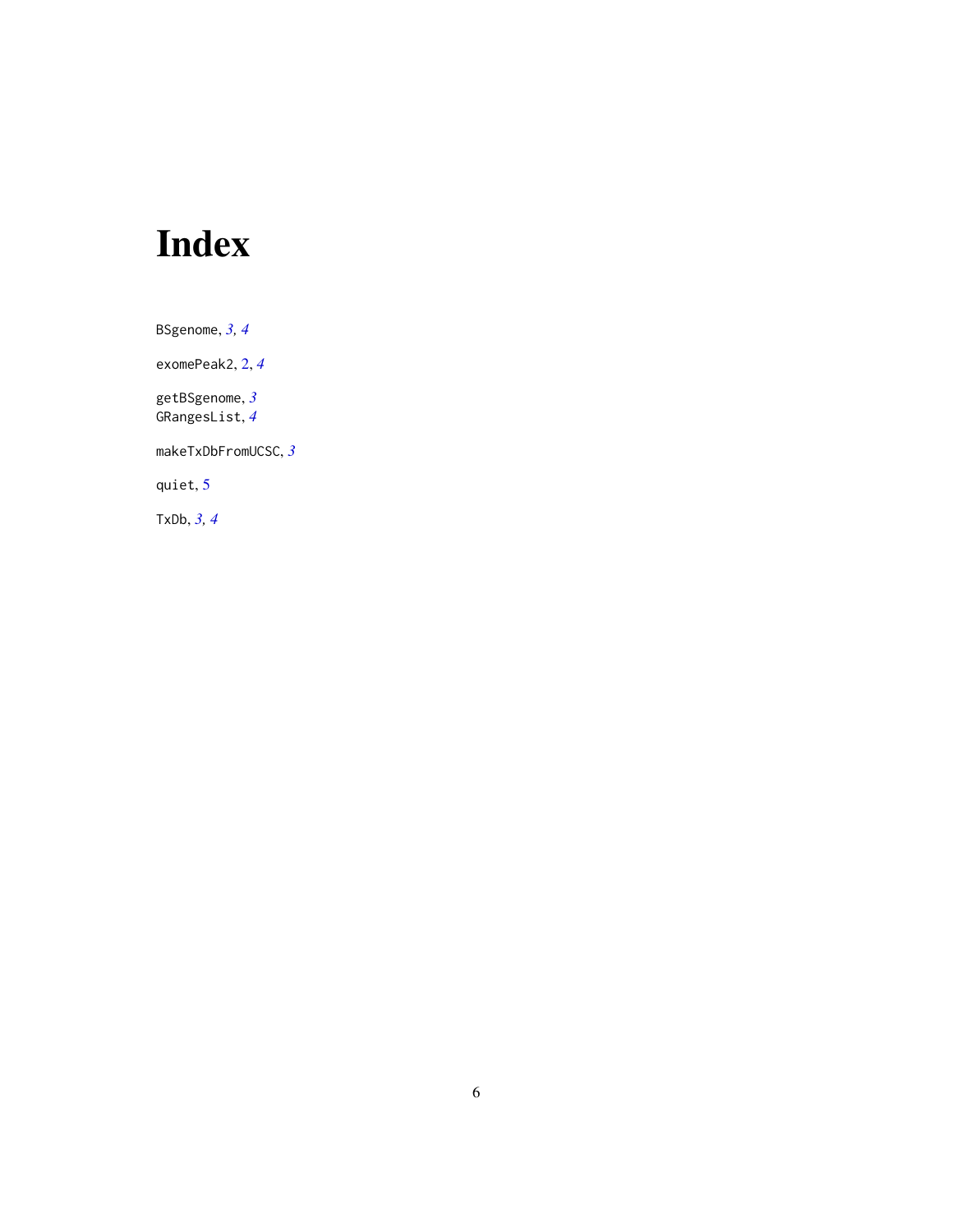# Index

BSgenome, *3, 4*

exomePeak2, 2, *4*

getBSgenome, *3*
GRangesList, *4*

makeTxDbFromUCSC, *3*

quiet, 5

TxDb, *3, 4*